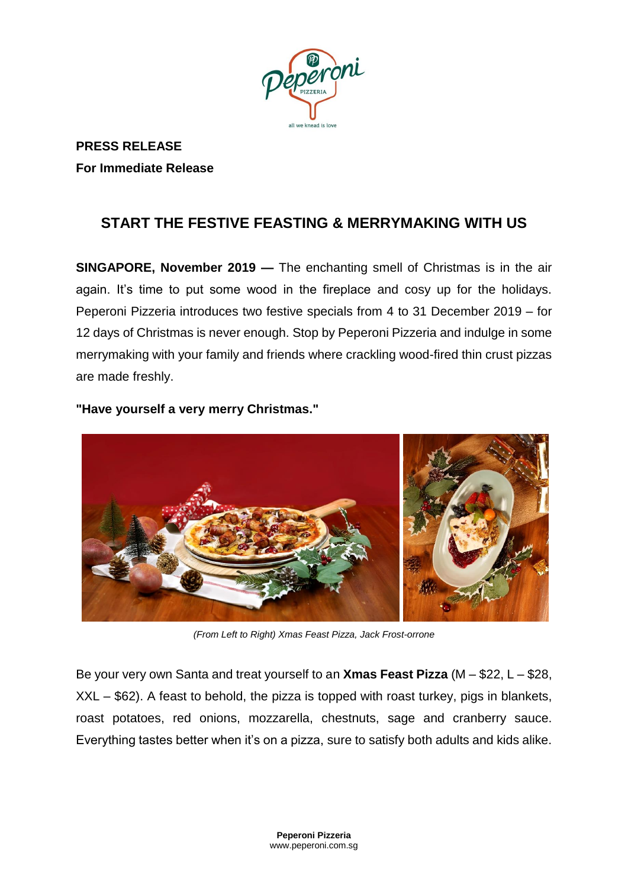**PRESS RELEASE**
**For Immediate Release**

## START THE FESTIVE FEASTING & MERRYMAKING WITH US

**SINGAPORE, November 2019 —** The enchanting smell of Christmas is in the air again. It's time to put some wood in the fireplace and cosy up for the holidays. Peperoni Pizzeria introduces two festive specials from 4 to 31 December 2019 – for 12 days of Christmas is never enough. Stop by Peperoni Pizzeria and indulge in some merrymaking with your family and friends where crackling wood-fired thin crust pizzas are made freshly.

**"Have yourself a very merry Christmas."**

*(From Left to Right) Xmas Feast Pizza, Jack Frost-orrone*

Be your very own Santa and treat yourself to an **Xmas Feast Pizza** (M – $22, L – $28, XXL – $62). A feast to behold, the pizza is topped with roast turkey, pigs in blankets, roast potatoes, red onions, mozzarella, chestnuts, sage and cranberry sauce. Everything tastes better when it's on a pizza, sure to satisfy both adults and kids alike.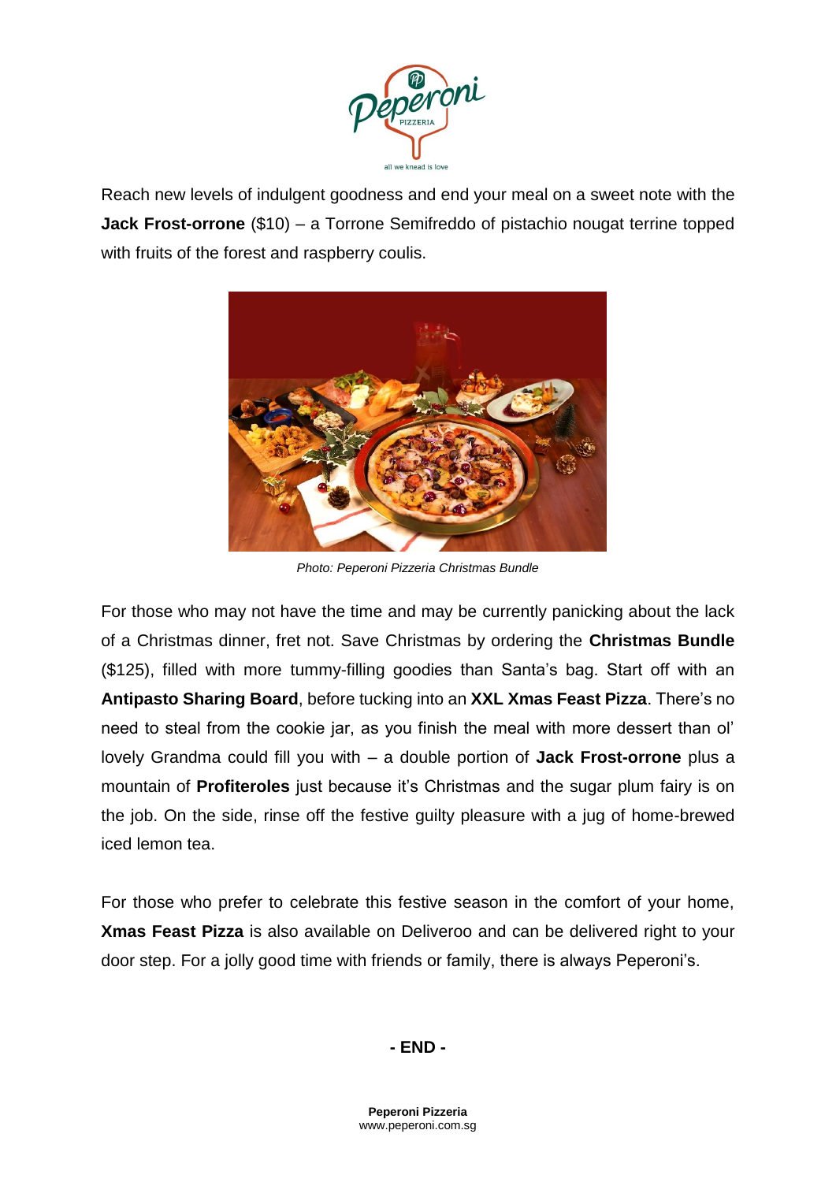Reach new levels of indulgent goodness and end your meal on a sweet note with the **Jack Frost-orrone** ($10) – a Torrone Semifreddo of pistachio nougat terrine topped with fruits of the forest and raspberry coulis.

*Photo: Peperoni Pizzeria Christmas Bundle*

For those who may not have the time and may be currently panicking about the lack of a Christmas dinner, fret not. Save Christmas by ordering the **Christmas Bundle** ($125), filled with more tummy-filling goodies than Santa's bag. Start off with an **Antipasto Sharing Board**, before tucking into an **XXL Xmas Feast Pizza**. There's no need to steal from the cookie jar, as you finish the meal with more dessert than ol' lovely Grandma could fill you with – a double portion of **Jack Frost-orrone** plus a mountain of **Profiteroles** just because it's Christmas and the sugar plum fairy is on the job. On the side, rinse off the festive guilty pleasure with a jug of home-brewed iced lemon tea.

For those who prefer to celebrate this festive season in the comfort of your home, **Xmas Feast Pizza** is also available on Deliveroo and can be delivered right to your door step. For a jolly good time with friends or family, there is always Peperoni's.

**- END -**

**Peperoni Pizzeria**
www.peperoni.com.sg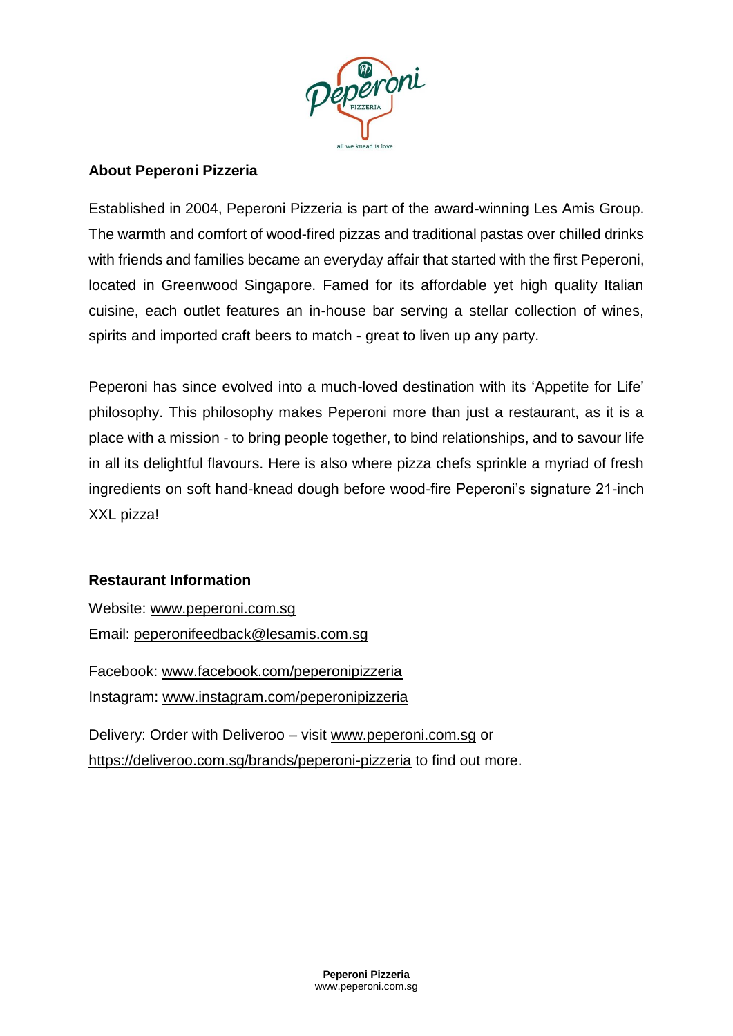## About Peperoni Pizzeria

Established in 2004, Peperoni Pizzeria is part of the award-winning Les Amis Group. The warmth and comfort of wood-fired pizzas and traditional pastas over chilled drinks with friends and families became an everyday affair that started with the first Peperoni, located in Greenwood Singapore. Famed for its affordable yet high quality Italian cuisine, each outlet features an in-house bar serving a stellar collection of wines, spirits and imported craft beers to match - great to liven up any party.

Peperoni has since evolved into a much-loved destination with its 'Appetite for Life' philosophy. This philosophy makes Peperoni more than just a restaurant, as it is a place with a mission - to bring people together, to bind relationships, and to savour life in all its delightful flavours. Here is also where pizza chefs sprinkle a myriad of fresh ingredients on soft hand-knead dough before wood-fire Peperoni's signature 21-inch XXL pizza!

## Restaurant Information

Website: www.peperoni.com.sg
Email: peperonifeedback@lesamis.com.sg

Facebook: www.facebook.com/peperonipizzeria
Instagram: www.instagram.com/peperonipizzeria

Delivery: Order with Deliveroo – visit www.peperoni.com.sg or https://deliveroo.com.sg/brands/peperoni-pizzeria to find out more.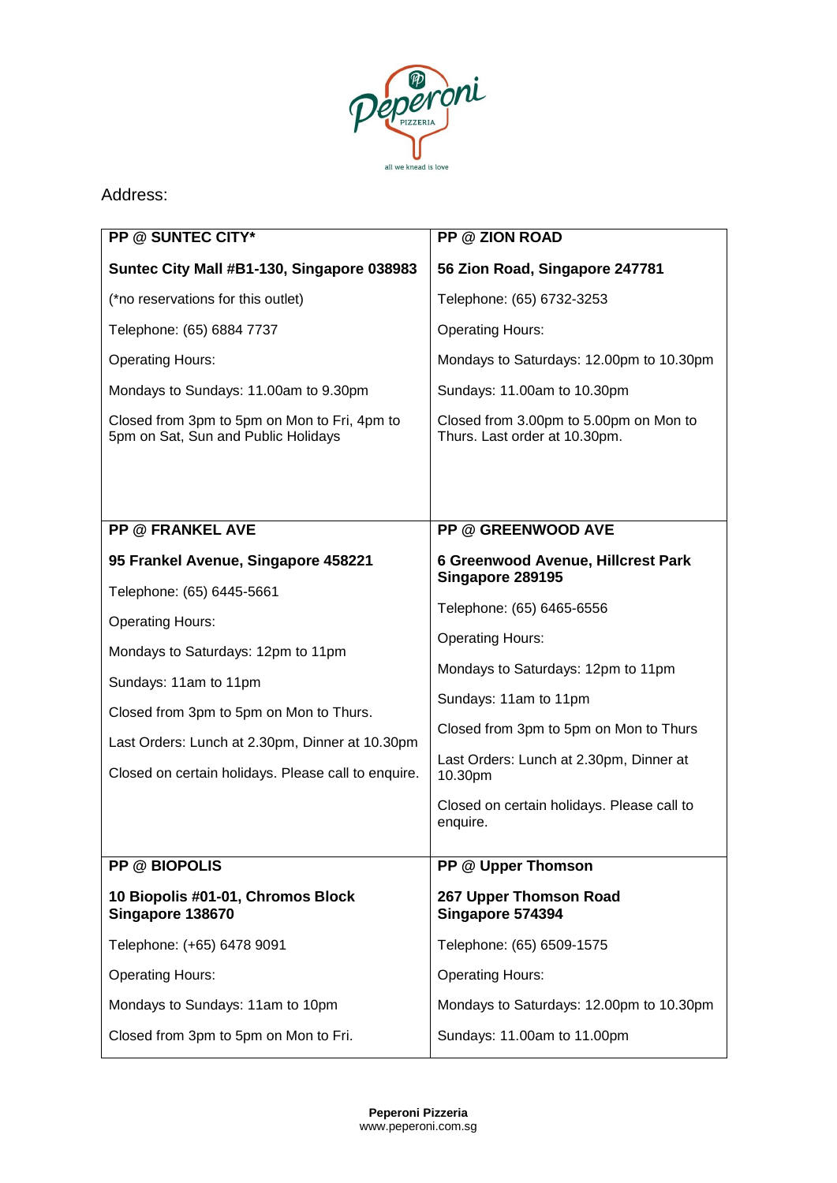Address:

**PP @ SUNTEC CITY***

**Suntec City Mall #B1-130, Singapore 038983**

(*no reservations for this outlet)

Telephone: (65) 6884 7737

Operating Hours:

Mondays to Sundays: 11.00am to 9.30pm

Closed from 3pm to 5pm on Mon to Fri, 4pm to 5pm on Sat, Sun and Public Holidays

**PP @ ZION ROAD**

**56 Zion Road, Singapore 247781**

Telephone: (65) 6732-3253

Operating Hours:

Mondays to Saturdays: 12.00pm to 10.30pm

Sundays: 11.00am to 10.30pm

Closed from 3.00pm to 5.00pm on Mon to Thurs. Last order at 10.30pm.

**PP @ FRANKEL AVE**

**95 Frankel Avenue, Singapore 458221**

Telephone: (65) 6445-5661

Operating Hours:

Mondays to Saturdays: 12pm to 11pm

Sundays: 11am to 11pm

Closed from 3pm to 5pm on Mon to Thurs.

Last Orders: Lunch at 2.30pm, Dinner at 10.30pm

Closed on certain holidays. Please call to enquire.

**PP @ GREENWOOD AVE**

**6 Greenwood Avenue, Hillcrest Park Singapore 289195**

Telephone: (65) 6465-6556

Operating Hours:

Mondays to Saturdays: 12pm to 11pm

Sundays: 11am to 11pm

Closed from 3pm to 5pm on Mon to Thurs

Last Orders: Lunch at 2.30pm, Dinner at 10.30pm

Closed on certain holidays. Please call to enquire.

**PP @ BIOPOLIS**

**10 Biopolis #01-01, Chromos Block Singapore 138670**

Telephone: (+65) 6478 9091

Operating Hours:

Mondays to Sundays: 11am to 10pm

Closed from 3pm to 5pm on Mon to Fri.

**PP @ Upper Thomson**

**267 Upper Thomson Road Singapore 574394**

Telephone: (65) 6509-1575

Operating Hours:

Mondays to Saturdays: 12.00pm to 10.30pm

Sundays: 11.00am to 11.00pm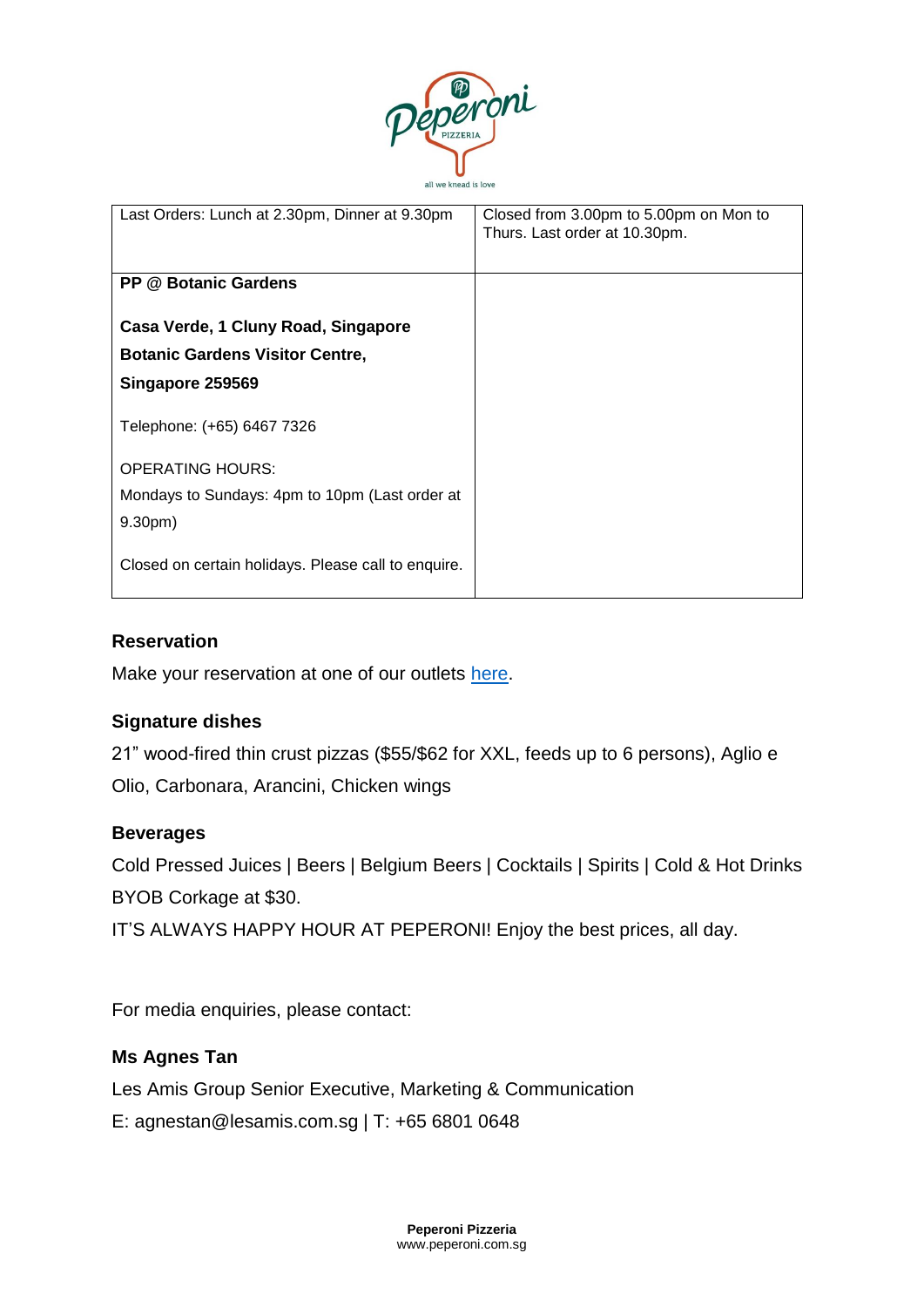| | |
|---|---|
| Last Orders: Lunch at 2.30pm, Dinner at 9.30pm | Closed from 3.00pm to 5.00pm on Mon to Thurs. Last order at 10.30pm. |
| **PP @ Botanic Gardens**<br><br>**Casa Verde, 1 Cluny Road, Singapore**<br>**Botanic Gardens Visitor Centre,**<br>**Singapore 259569**<br><br>Telephone: (+65) 6467 7326<br><br>OPERATING HOURS:<br>Mondays to Sundays: 4pm to 10pm (Last order at 9.30pm)<br><br>Closed on certain holidays. Please call to enquire. | |

### Reservation

Make your reservation at one of our outlets here.

### Signature dishes

21" wood-fired thin crust pizzas ($55/$62 for XXL, feeds up to 6 persons), Aglio e Olio, Carbonara, Arancini, Chicken wings

### Beverages

Cold Pressed Juices | Beers | Belgium Beers | Cocktails | Spirits | Cold & Hot Drinks
BYOB Corkage at $30.
IT'S ALWAYS HAPPY HOUR AT PEPERONI! Enjoy the best prices, all day.

For media enquiries, please contact:

**Ms Agnes Tan**
Les Amis Group Senior Executive, Marketing & Communication
E: agnestan@lesamis.com.sg | T: +65 6801 0648